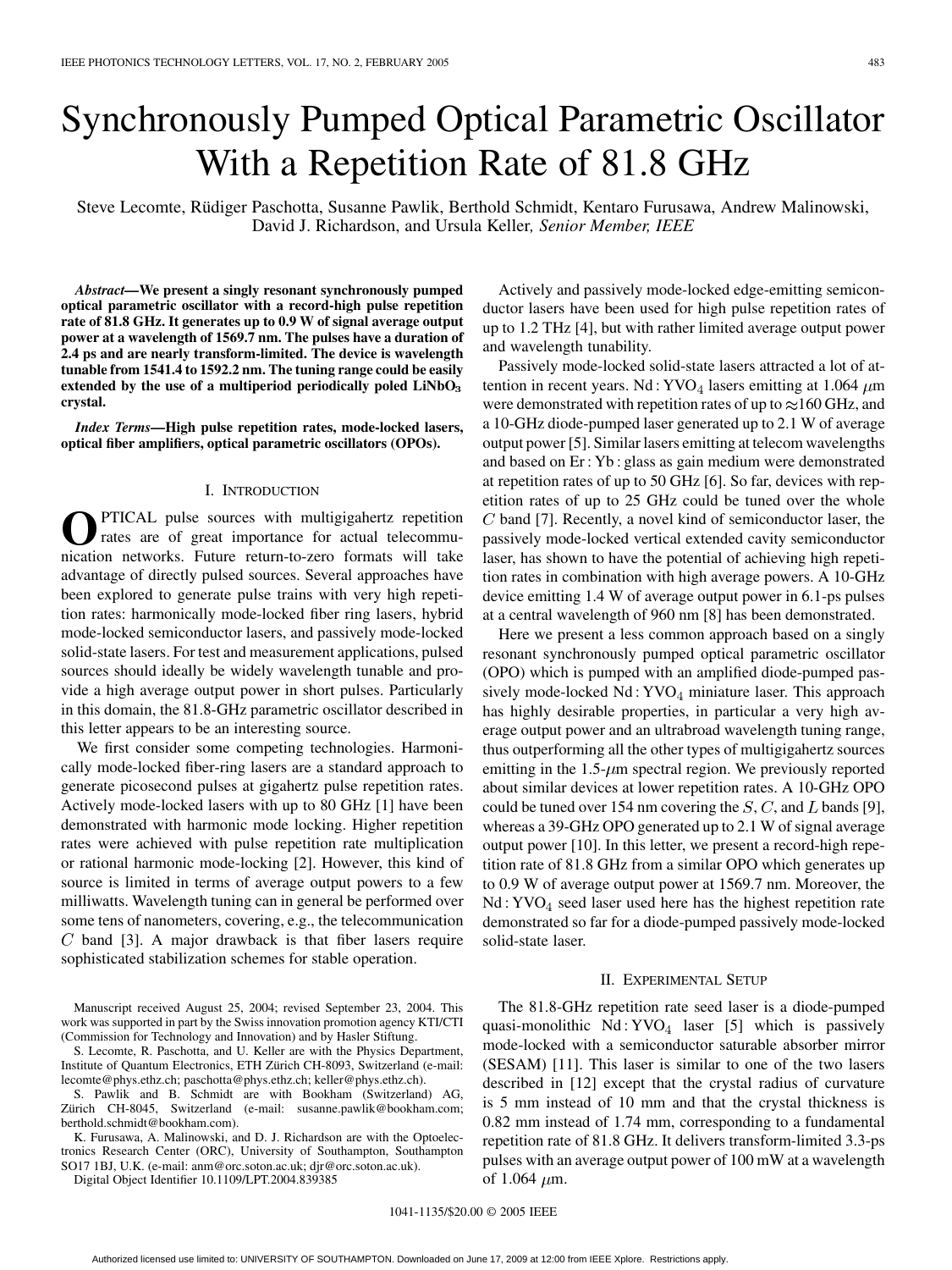# Synchronously Pumped Optical Parametric Oscillator With a Repetition Rate of 81.8 GHz

Steve Lecomte, Rüdiger Paschotta, Susanne Pawlik, Berthold Schmidt, Kentaro Furusawa, Andrew Malinowski, David J. Richardson, and Ursula Keller, *Senior Member, IEEE*

***Abstract*—We present a singly resonant synchronously pumped optical parametric oscillator with a record-high pulse repetition rate of 81.8 GHz. It generates up to 0.9 W of signal average output power at a wavelength of 1569.7 nm. The pulses have a duration of 2.4 ps and are nearly transform-limited. The device is wavelength tunable from 1541.4 to 1592.2 nm. The tuning range could be easily extended by the use of a multiperiod periodically poled $LiNbO_3$ crystal.**

***Index Terms*—High pulse repetition rates, mode-locked lasers, optical fiber amplifiers, optical parametric oscillators (OPOs).**

## I. Introduction

OPTICAL pulse sources with multigigahertz repetition rates are of great importance for actual telecommunication networks. Future return-to-zero formats will take advantage of directly pulsed sources. Several approaches have been explored to generate pulse trains with very high repetition rates: harmonically mode-locked fiber ring lasers, hybrid mode-locked semiconductor lasers, and passively mode-locked solid-state lasers. For test and measurement applications, pulsed sources should ideally be widely wavelength tunable and provide a high average output power in short pulses. Particularly in this domain, the 81.8-GHz parametric oscillator described in this letter appears to be an interesting source.

We first consider some competing technologies. Harmonically mode-locked fiber-ring lasers are a standard approach to generate picosecond pulses at gigahertz pulse repetition rates. Actively mode-locked lasers with up to 80 GHz [1] have been demonstrated with harmonic mode locking. Higher repetition rates were achieved with pulse repetition rate multiplication or rational harmonic mode-locking [2]. However, this kind of source is limited in terms of average output powers to a few milliwatts. Wavelength tuning can in general be performed over some tens of nanometers, covering, e.g., the telecommunication $C$ band [3]. A major drawback is that fiber lasers require sophisticated stabilization schemes for stable operation.

Actively and passively mode-locked edge-emitting semiconductor lasers have been used for high pulse repetition rates of up to 1.2 THz [4], but with rather limited average output power and wavelength tunability.

Passively mode-locked solid-state lasers attracted a lot of attention in recent years. $Nd:YVO_4$ lasers emitting at 1.064 $\mu$m were demonstrated with repetition rates of up to $\approx$160 GHz, and a 10-GHz diode-pumped laser generated up to 2.1 W of average output power [5]. Similar lasers emitting at telecom wavelengths and based on Er : Yb : glass as gain medium were demonstrated at repetition rates of up to 50 GHz [6]. So far, devices with repetition rates of up to 25 GHz could be tuned over the whole $C$ band [7]. Recently, a novel kind of semiconductor laser, the passively mode-locked vertical extended cavity semiconductor laser, has shown to have the potential of achieving high repetition rates in combination with high average powers. A 10-GHz device emitting 1.4 W of average output power in 6.1-ps pulses at a central wavelength of 960 nm [8] has been demonstrated.

Here we present a less common approach based on a singly resonant synchronously pumped optical parametric oscillator (OPO) which is pumped with an amplified diode-pumped passively mode-locked $Nd:YVO_4$ miniature laser. This approach has highly desirable properties, in particular a very high average output power and an ultrabroad wavelength tuning range, thus outperforming all the other types of multigigahertz sources emitting in the 1.5-$\mu$m spectral region. We previously reported about similar devices at lower repetition rates. A 10-GHz OPO could be tuned over 154 nm covering the $S$, $C$, and $L$ bands [9], whereas a 39-GHz OPO generated up to 2.1 W of signal average output power [10]. In this letter, we present a record-high repetition rate of 81.8 GHz from a similar OPO which generates up to 0.9 W of average output power at 1569.7 nm. Moreover, the $Nd:YVO_4$ seed laser used here has the highest repetition rate demonstrated so far for a diode-pumped passively mode-locked solid-state laser.

## II. Experimental Setup

The 81.8-GHz repetition rate seed laser is a diode-pumped quasi-monolithic $Nd:YVO_4$ laser [5] which is passively mode-locked with a semiconductor saturable absorber mirror (SESAM) [11]. This laser is similar to one of the two lasers described in [12] except that the crystal radius of curvature is 5 mm instead of 10 mm and that the crystal thickness is 0.82 mm instead of 1.74 mm, corresponding to a fundamental repetition rate of 81.8 GHz. It delivers transform-limited 3.3-ps pulses with an average output power of 100 mW at a wavelength of 1.064 $\mu$m.

Manuscript received August 25, 2004; revised September 23, 2004. This work was supported in part by the Swiss innovation promotion agency KTI/CTI (Commission for Technology and Innovation) and by Hasler Stiftung.

S. Lecomte, R. Paschotta, and U. Keller are with the Physics Department, Institute of Quantum Electronics, ETH Zürich CH-8093, Switzerland (e-mail: lecomte@phys.ethz.ch; paschotta@phys.ethz.ch; keller@phys.ethz.ch).

S. Pawlik and B. Schmidt are with Bookham (Switzerland) AG, Zürich CH-8045, Switzerland (e-mail: susanne.pawlik@bookham.com; berthold.schmidt@bookham.com).

K. Furusawa, A. Malinowski, and D. J. Richardson are with the Optoelectronics Research Centre (ORC), University of Southampton, Southampton SO17 1BJ, U.K. (e-mail: anm@orc.soton.ac.uk; djr@orc.soton.ac.uk).

Digital Object Identifier 10.1109/LPT.2004.839385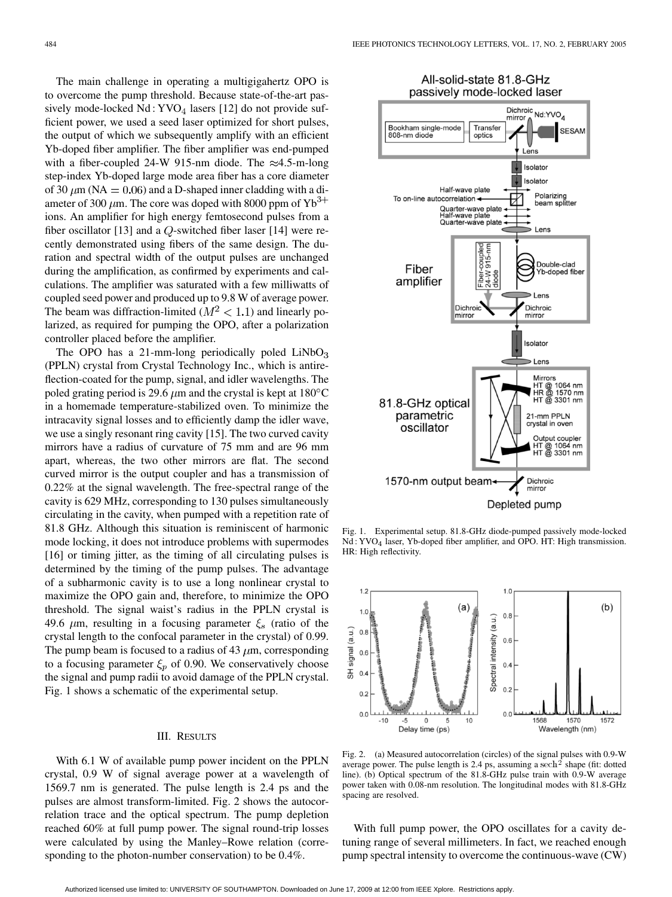The main challenge in operating a multigigahertz OPO is to overcome the pump threshold. Because state-of-the-art passively mode-locked Nd : $YVO_4$ lasers [12] do not provide sufficient power, we used a seed laser optimized for short pulses, the output of which we subsequently amplify with an efficient Yb-doped fiber amplifier. The fiber amplifier was end-pumped with a fiber-coupled 24-W 915-nm diode. The ≈4.5-m-long step-index Yb-doped large mode area fiber has a core diameter of 30 μm (NA = 0.06) and a D-shaped inner cladding with a diameter of 300 μm. The core was doped with 8000 ppm of $Yb^{3+}$ ions. An amplifier for high energy femtosecond pulses from a fiber oscillator [13] and a $Q$-switched fiber laser [14] were recently demonstrated using fibers of the same design. The duration and spectral width of the output pulses are unchanged during the amplification, as confirmed by experiments and calculations. The amplifier was saturated with a few milliwatts of coupled seed power and produced up to 9.8 W of average power. The beam was diffraction-limited ($M^2 < 1.1$) and linearly polarized, as required for pumping the OPO, after a polarization controller placed before the amplifier.

The OPO has a 21-mm-long periodically poled $LiNbO_3$ (PPLN) crystal from Crystal Technology Inc., which is antireflection-coated for the pump, signal, and idler wavelengths. The poled grating period is 29.6 μm and the crystal is kept at 180°C in a homemade temperature-stabilized oven. To minimize the intracavity signal losses and to efficiently damp the idler wave, we use a singly resonant ring cavity [15]. The two curved cavity mirrors have a radius of curvature of 75 mm and are 96 mm apart, whereas, the two other mirrors are flat. The second curved mirror is the output coupler and has a transmission of 0.22% at the signal wavelength. The free-spectral range of the cavity is 629 MHz, corresponding to 130 pulses simultaneously circulating in the cavity, when pumped with a repetition rate of 81.8 GHz. Although this situation is reminiscent of harmonic mode locking, it does not introduce problems with supermodes [16] or timing jitter, as the timing of all circulating pulses is determined by the timing of the pump pulses. The advantage of a subharmonic cavity is to use a long nonlinear crystal to maximize the OPO gain and, therefore, to minimize the OPO threshold. The signal waist's radius in the PPLN crystal is 49.6 μm, resulting in a focusing parameter $\xi_s$ (ratio of the crystal length to the confocal parameter in the crystal) of 0.99. The pump beam is focused to a radius of 43 μm, corresponding to a focusing parameter $\xi_p$ of 0.90. We conservatively choose the signal and pump radii to avoid damage of the PPLN crystal. Fig. 1 shows a schematic of the experimental setup.

Fig. 1. Experimental setup. 81.8-GHz diode-pumped passively mode-locked Nd : $YVO_4$ laser, Yb-doped fiber amplifier, and OPO. HT: High transmission. HR: High reflectivity.

Fig. 2. (a) Measured autocorrelation (circles) of the signal pulses with 0.9-W average power. The pulse length is 2.4 ps, assuming a $\text{sech}^2$ shape (fit: dotted line). (b) Optical spectrum of the 81.8-GHz pulse train with 0.9-W average power taken with 0.08-nm resolution. The longitudinal modes with 81.8-GHz spacing are resolved.

## III. Results

With 6.1 W of available pump power incident on the PPLN crystal, 0.9 W of signal average power at a wavelength of 1569.7 nm is generated. The pulse length is 2.4 ps and the pulses are almost transform-limited. Fig. 2 shows the autocorrelation trace and the optical spectrum. The pump depletion reached 60% at full pump power. The signal round-trip losses were calculated by using the Manley–Rowe relation (corresponding to the photon-number conservation) to be 0.4%.

With full pump power, the OPO oscillates for a cavity detuning range of several millimeters. In fact, we reached enough pump spectral intensity to overcome the continuous-wave (CW)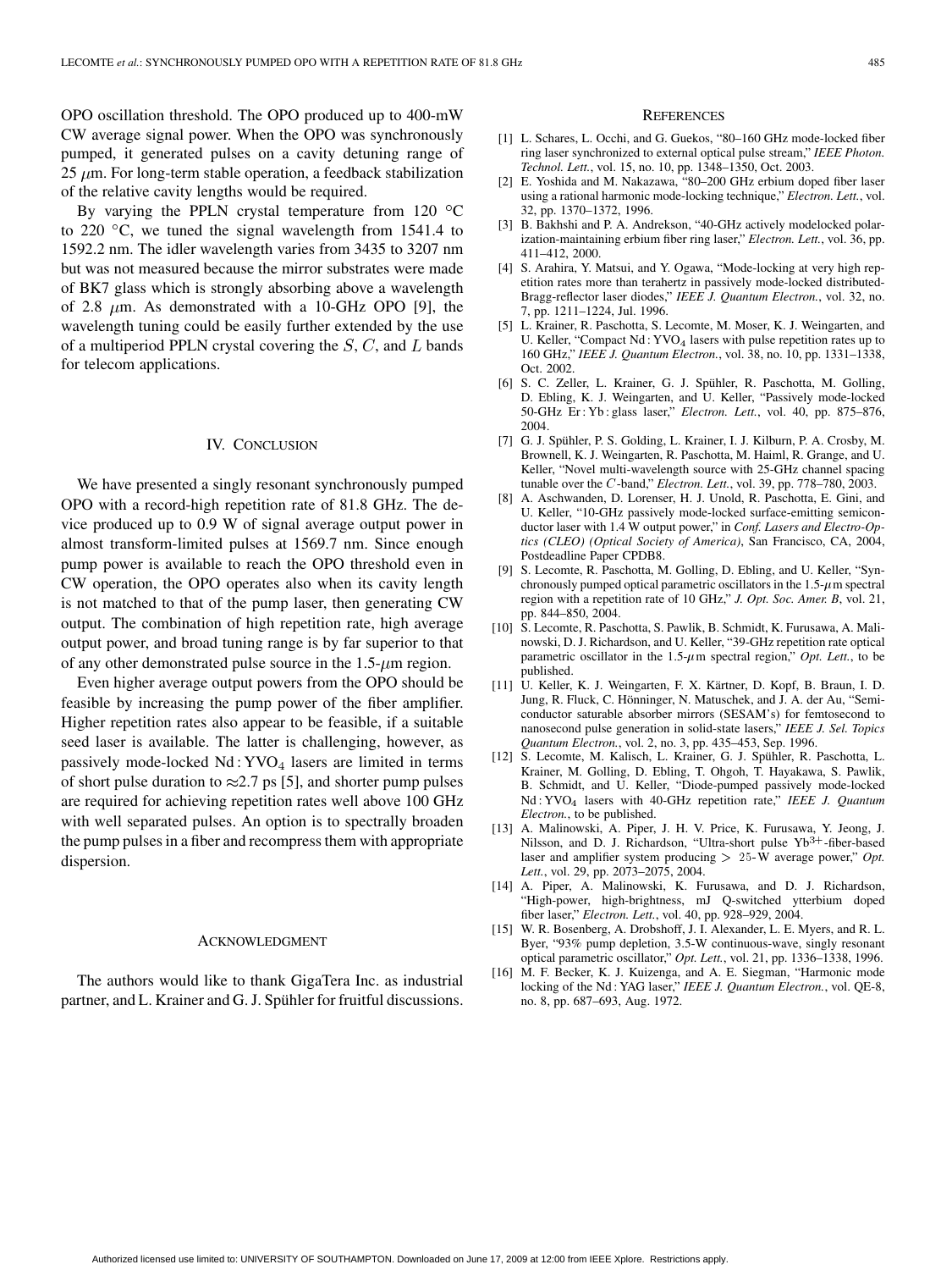OPO oscillation threshold. The OPO produced up to 400-mW CW average signal power. When the OPO was synchronously pumped, it generated pulses on a cavity detuning range of 25 $\mu$m. For long-term stable operation, a feedback stabilization of the relative cavity lengths would be required.

By varying the PPLN crystal temperature from 120 °C to 220 °C, we tuned the signal wavelength from 1541.4 to 1592.2 nm. The idler wavelength varies from 3435 to 3207 nm but was not measured because the mirror substrates were made of BK7 glass which is strongly absorbing above a wavelength of 2.8 $\mu$m. As demonstrated with a 10-GHz OPO [9], the wavelength tuning could be easily further extended by the use of a multiperiod PPLN crystal covering the $S$, $C$, and $L$ bands for telecom applications.

## IV. Conclusion

We have presented a singly resonant synchronously pumped OPO with a record-high repetition rate of 81.8 GHz. The device produced up to 0.9 W of signal average output power in almost transform-limited pulses at 1569.7 nm. Since enough pump power is available to reach the OPO threshold even in CW operation, the OPO operates also when its cavity length is not matched to that of the pump laser, then generating CW output. The combination of high repetition rate, high average output power, and broad tuning range is by far superior to that of any other demonstrated pulse source in the 1.5-$\mu$m region.

Even higher average output powers from the OPO should be feasible by increasing the pump power of the fiber amplifier. Higher repetition rates also appear to be feasible, if a suitable seed laser is available. The latter is challenging, however, as passively mode-locked $Nd:YVO_4$ lasers are limited in terms of short pulse duration to $\approx$2.7 ps [5], and shorter pump pulses are required for achieving repetition rates well above 100 GHz with well separated pulses. An option is to spectrally broaden the pump pulses in a fiber and recompress them with appropriate dispersion.

## Acknowledgment

The authors would like to thank GigaTera Inc. as industrial partner, and L. Krainer and G. J. Spühler for fruitful discussions.

## References

[1] L. Schares, L. Occhi, and G. Guekos, "80–160 GHz mode-locked fiber ring laser synchronized to external optical pulse stream," *IEEE Photon. Technol. Lett.*, vol. 15, no. 10, pp. 1348–1350, Oct. 2003.

[2] E. Yoshida and M. Nakazawa, "80–200 GHz erbium doped fiber laser using a rational harmonic mode-locking technique," *Electron. Lett.*, vol. 32, pp. 1370–1372, 1996.

[3] B. Bakhshi and P. A. Andrekson, "40-GHz actively modelocked polarization-maintaining erbium fiber ring laser," *Electron. Lett.*, vol. 36, pp. 411–412, 2000.

[4] S. Arahira, Y. Matsui, and Y. Ogawa, "Mode-locking at very high repetition rates more than terahertz in passively mode-locked distributed-Bragg-reflector laser diodes," *IEEE J. Quantum Electron.*, vol. 32, no. 7, pp. 1211–1224, Jul. 1996.

[5] L. Krainer, R. Paschotta, S. Lecomte, M. Moser, K. J. Weingarten, and U. Keller, "Compact $Nd:YVO_4$ lasers with pulse repetition rates up to 160 GHz," *IEEE J. Quantum Electron.*, vol. 38, no. 10, pp. 1331–1338, Oct. 2002.

[6] S. C. Zeller, L. Krainer, G. J. Spühler, R. Paschotta, M. Golling, D. Ebling, K. J. Weingarten, and U. Keller, "Passively mode-locked 50-GHz Er : Yb : glass laser," *Electron. Lett.*, vol. 40, pp. 875–876, 2004.

[7] G. J. Spühler, P. S. Golding, L. Krainer, I. J. Kilburn, P. A. Crosby, M. Brownell, K. J. Weingarten, R. Paschotta, M. Haiml, R. Grange, and U. Keller, "Novel multi-wavelength source with 25-GHz channel spacing tunable over the $C$-band," *Electron. Lett.*, vol. 39, pp. 778–780, 2003.

[8] A. Aschwanden, D. Lorenser, H. J. Unold, R. Paschotta, E. Gini, and U. Keller, "10-GHz passively mode-locked surface-emitting semiconductor laser with 1.4 W output power," in *Conf. Lasers and Electro-Optics (CLEO) (Optical Society of America)*, San Francisco, CA, 2004, Postdeadline Paper CPDB8.

[9] S. Lecomte, R. Paschotta, M. Golling, D. Ebling, and U. Keller, "Synchronously pumped optical parametric oscillators in the 1.5-$\mu$m spectral region with a repetition rate of 10 GHz," *J. Opt. Soc. Amer. B*, vol. 21, pp. 844–850, 2004.

[10] S. Lecomte, R. Paschotta, S. Pawlik, B. Schmidt, K. Furusawa, A. Malinowski, D. J. Richardson, and U. Keller, "39-GHz repetition rate optical parametric oscillator in the 1.5-$\mu$m spectral region," *Opt. Lett.*, to be published.

[11] U. Keller, K. J. Weingarten, F. X. Kärtner, D. Kopf, B. Braun, I. D. Jung, R. Fluck, C. Hönninger, N. Matuschek, and J. A. der Au, "Semiconductor saturable absorber mirrors (SESAM's) for femtosecond to nanosecond pulse generation in solid-state lasers," *IEEE J. Sel. Topics Quantum Electron.*, vol. 2, no. 3, pp. 435–453, Sep. 1996.

[12] S. Lecomte, M. Kalisch, L. Krainer, G. J. Spühler, R. Paschotta, L. Krainer, M. Golling, D. Ebling, T. Ohgoh, T. Hayakawa, S. Pawlik, B. Schmidt, and U. Keller, "Diode-pumped passively mode-locked $Nd:YVO_4$ lasers with 40-GHz repetition rate," *IEEE J. Quantum Electron.*, to be published.

[13] A. Malinowski, A. Piper, J. H. V. Price, K. Furusawa, Y. Jeong, J. Nilsson, and D. J. Richardson, "Ultra-short pulse $Yb^{3+}$-fiber-based laser and amplifier system producing $> 25$-W average power," *Opt. Lett.*, vol. 29, pp. 2073–2075, 2004.

[14] A. Piper, A. Malinowski, K. Furusawa, and D. J. Richardson, "High-power, high-brightness, mJ Q-switched ytterbium doped fiber laser," *Electron. Lett.*, vol. 40, pp. 928–929, 2004.

[15] W. R. Bosenberg, A. Drobshoff, J. I. Alexander, L. E. Myers, and R. L. Byer, "93% pump depletion, 3.5-W continuous-wave, singly resonant optical parametric oscillator," *Opt. Lett.*, vol. 21, pp. 1336–1338, 1996.

[16] M. F. Becker, K. J. Kuizenga, and A. E. Siegman, "Harmonic mode locking of the Nd : YAG laser," *IEEE J. Quantum Electron.*, vol. QE-8, no. 8, pp. 687–693, Aug. 1972.